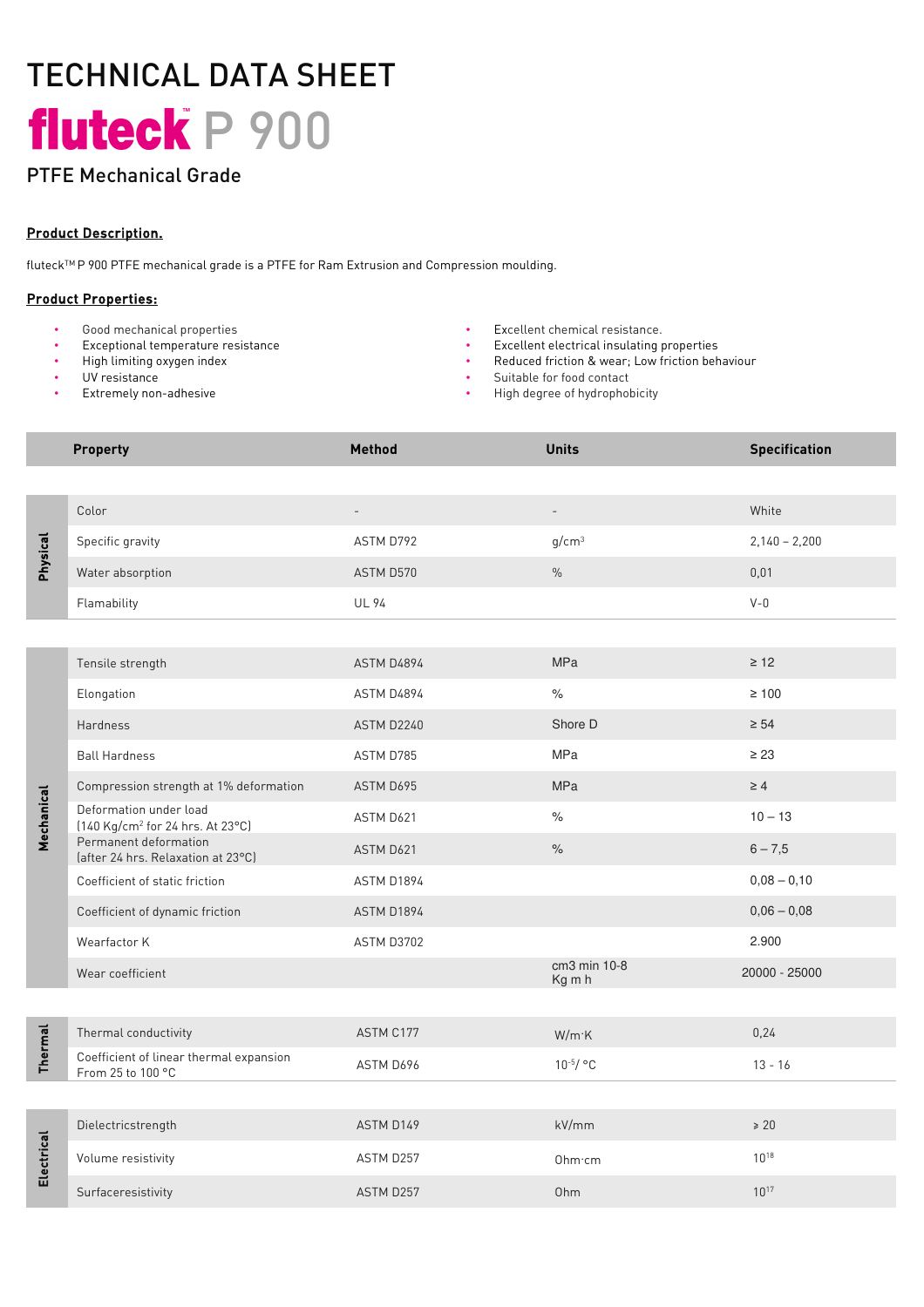# TECHNICAL DATA SHEET

# fluteck™ P 900

## PTFE Mechanical Grade

**Product Description.**

fluteck™ P 900 PTFE mechanical grade is a PTFE for Ram Extrusion and Compression moulding.

**Product Properties:**

- Good mechanical properties
- Exceptional temperature resistance
- High limiting oxygen index
- UV resistance
- Extremely non-adhesive
- Excellent chemical resistance.
- Excellent electrical insulating properties
- Reduced friction & wear; Low friction behaviour
- Suitable for food contact
- High degree of hydrophobicity

| | Property | Method | Units | Specification |
|---|---|---|---|---|
| Physical | Color | - | - | White |
| | Specific gravity | ASTM D792 | g/cm$^3$ | 2,140 – 2,200 |
| | Water absorption | ASTM D570 | % | 0,01 |
| | Flamability | UL 94 | | V-0 |
| Mechanical | Tensile strength | ASTM D4894 | MPa | ≥ 12 |
| | Elongation | ASTM D4894 | % | ≥ 100 |
| | Hardness | ASTM D2240 | Shore D | ≥ 54 |
| | Ball Hardness | ASTM D785 | MPa | ≥ 23 |
| | Compression strength at 1% deformation | ASTM D695 | MPa | ≥ 4 |
| | Deformation under load (140 Kg/cm$^2$ for 24 hrs. At 23°C) | ASTM D621 | % | 10 – 13 |
| | Permanent deformation (after 24 hrs. Relaxation at 23°C) | ASTM D621 | % | 6 – 7,5 |
| | Coefficient of static friction | ASTM D1894 | | 0,08 – 0,10 |
| | Coefficient of dynamic friction | ASTM D1894 | | 0,06 – 0,08 |
| | Wearfactor K | ASTM D3702 | | 2.900 |
| | Wear coefficient | | cm3 min 10-8 Kg m h | 20000 - 25000 |
| Thermal | Thermal conductivity | ASTM C177 | W/m·K | 0,24 |
| | Coefficient of linear thermal expansion From 25 to 100 °C | ASTM D696 | $10^{-5}$/ °C | 13 - 16 |
| Electrical | Dielectricstrength | ASTM D149 | kV/mm | ≥ 20 |
| | Volume resistivity | ASTM D257 | Ohm·cm | $10^{18}$ |
| | Surfaceresistivity | ASTM D257 | Ohm | $10^{17}$ |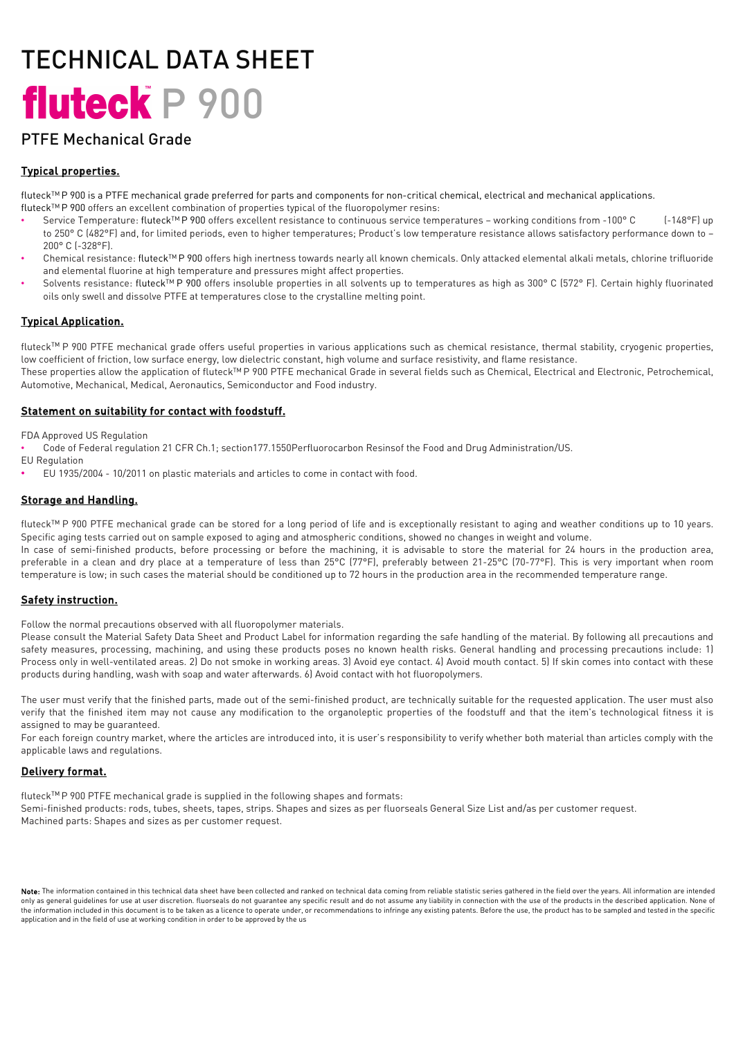# TECHNICAL DATA SHEET

# fluteck™ P 900

## PTFE Mechanical Grade

### Typical properties.

fluteck™ P 900 is a PTFE mechanical grade preferred for parts and components for non-critical chemical, electrical and mechanical applications.
fluteck™ P 900 offers an excellent combination of properties typical of the fluoropolymer resins:

- Service Temperature: fluteck™ P 900 offers excellent resistance to continuous service temperatures – working conditions from -100° C (-148°F) up to 250° C (482°F) and, for limited periods, even to higher temperatures; Product's low temperature resistance allows satisfactory performance down to – 200° C (-328°F).
- Chemical resistance: fluteck™ P 900 offers high inertness towards nearly all known chemicals. Only attacked elemental alkali metals, chlorine trifluoride and elemental fluorine at high temperature and pressures might affect properties.
- Solvents resistance: fluteck™ P 900 offers insoluble properties in all solvents up to temperatures as high as 300° C (572° F). Certain highly fluorinated oils only swell and dissolve PTFE at temperatures close to the crystalline melting point.

### Typical Application.

fluteck™ P 900 PTFE mechanical grade offers useful properties in various applications such as chemical resistance, thermal stability, cryogenic properties, low coefficient of friction, low surface energy, low dielectric constant, high volume and surface resistivity, and flame resistance.
These properties allow the application of fluteck™ P 900 PTFE mechanical Grade in several fields such as Chemical, Electrical and Electronic, Petrochemical, Automotive, Mechanical, Medical, Aeronautics, Semiconductor and Food industry.

### Statement on suitability for contact with foodstuff.

FDA Approved US Regulation

- Code of Federal regulation 21 CFR Ch.1; section177.1550Perfluorocarbon Resinsof the Food and Drug Administration/US.

EU Regulation

- EU 1935/2004 - 10/2011 on plastic materials and articles to come in contact with food.

### Storage and Handling.

fluteck™ P 900 PTFE mechanical grade can be stored for a long period of life and is exceptionally resistant to aging and weather conditions up to 10 years. Specific aging tests carried out on sample exposed to aging and atmospheric conditions, showed no changes in weight and volume.
In case of semi-finished products, before processing or before the machining, it is advisable to store the material for 24 hours in the production area, preferable in a clean and dry place at a temperature of less than 25°C (77°F), preferably between 21-25°C (70-77°F). This is very important when room temperature is low; in such cases the material should be conditioned up to 72 hours in the production area in the recommended temperature range.

### Safety instruction.

Follow the normal precautions observed with all fluoropolymer materials.
Please consult the Material Safety Data Sheet and Product Label for information regarding the safe handling of the material. By following all precautions and safety measures, processing, machining, and using these products poses no known health risks. General handling and processing precautions include: 1) Process only in well-ventilated areas. 2) Do not smoke in working areas. 3) Avoid eye contact. 4) Avoid mouth contact. 5) If skin comes into contact with these products during handling, wash with soap and water afterwards. 6) Avoid contact with hot fluoropolymers.

The user must verify that the finished parts, made out of the semi-finished product, are technically suitable for the requested application. The user must also verify that the finished item may not cause any modification to the organoleptic properties of the foodstuff and that the item's technological fitness it is assigned to may be guaranteed.
For each foreign country market, where the articles are introduced into, it is user's responsibility to verify whether both material than articles comply with the applicable laws and regulations.

### Delivery format.

fluteck™ P 900 PTFE mechanical grade is supplied in the following shapes and formats:
Semi-finished products: rods, tubes, sheets, tapes, strips. Shapes and sizes as per fluorseals General Size List and/as per customer request.
Machined parts: Shapes and sizes as per customer request.

**Note:** The information contained in this technical data sheet have been collected and ranked on technical data coming from reliable statistic series gathered in the field over the years. All information are intended only as general guidelines for use at user discretion. fluorseals do not guarantee any specific result and do not assume any liability in connection with the use of the products in the described application. None of the information included in this document is to be taken as a licence to operate under, or recommendations to infringe any existing patents. Before the use, the product has to be sampled and tested in the specific application and in the field of use at working condition in order to be approved by the us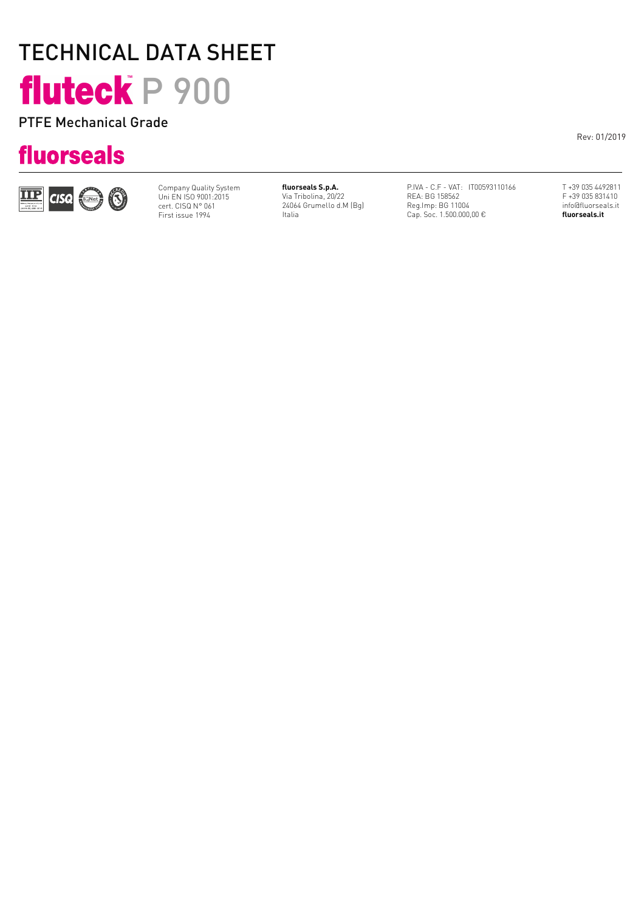# TECHNICAL DATA SHEET

# fluteck™ P 900

PTFE Mechanical Grade

Rev: 01/2019

## fluorseals

Company Quality System
Uni EN ISO 9001:2015
cert. CISQ N° 061
First issue 1994

**fluorseals S.p.A.**
Via Tribolina, 20/22
24064 Grumello d.M (Bg)
Italia

P.IVA - C.F - VAT: IT00593110166
REA: BG 158562
Reg.Imp: BG 11004
Cap. Soc. 1.500.000,00 €

T +39 035 4492811
F +39 035 831410
info@fluorseals.it
**fluorseals.it**